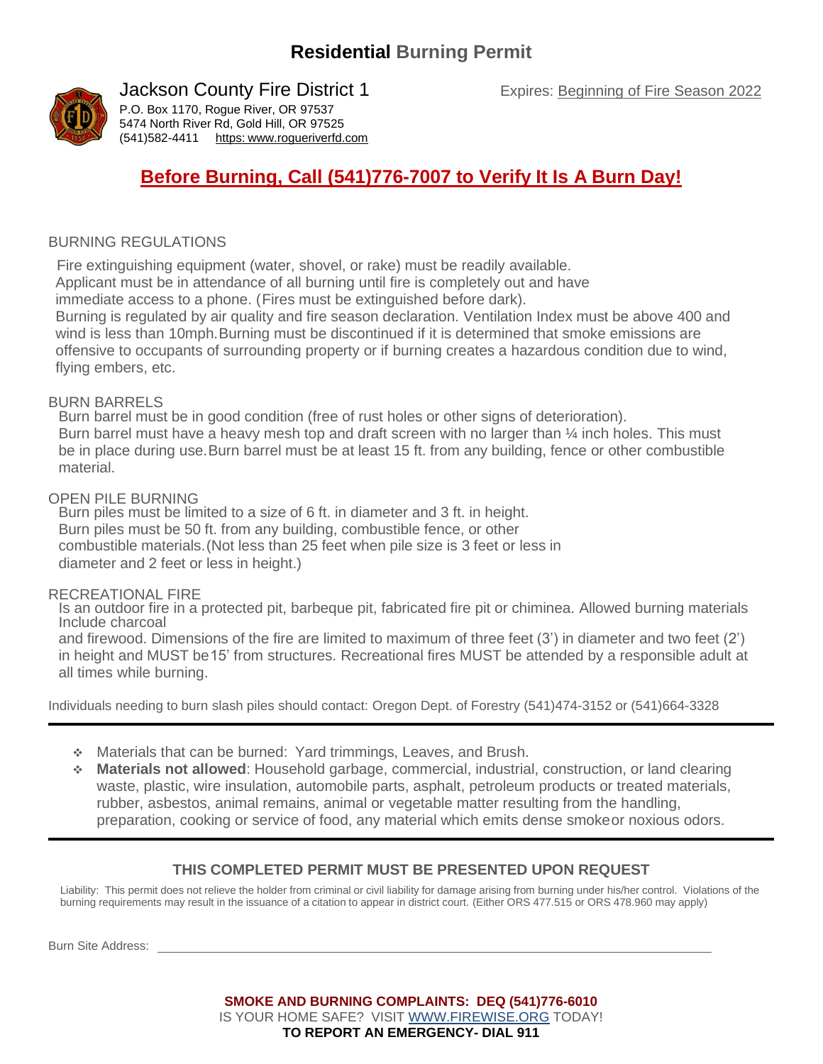# **Residential** Burning Permit

## Jackson County Fire District 1

P.O. Box 1170, Rogue River, OR 97537
5474 North River Rd, Gold Hill, OR 97525
(541)582-4411 https: www.rogueriverfd.com

Expires: Beginning of Fire Season 2022

## **Before Burning, Call (541)776-7007 to Verify It Is A Burn Day!**

BURNING REGULATIONS

Fire extinguishing equipment (water, shovel, or rake) must be readily available.
Applicant must be in attendance of all burning until fire is completely out and have immediate access to a phone. (Fires must be extinguished before dark).
Burning is regulated by air quality and fire season declaration. Ventilation Index must be above 400 and wind is less than 10mph. Burning must be discontinued if it is determined that smoke emissions are offensive to occupants of surrounding property or if burning creates a hazardous condition due to wind, flying embers, etc.

BURN BARRELS

Burn barrel must be in good condition (free of rust holes or other signs of deterioration).
Burn barrel must have a heavy mesh top and draft screen with no larger than ¼ inch holes. This must be in place during use. Burn barrel must be at least 15 ft. from any building, fence or other combustible material.

OPEN PILE BURNING

Burn piles must be limited to a size of 6 ft. in diameter and 3 ft. in height.
Burn piles must be 50 ft. from any building, combustible fence, or other combustible materials. (Not less than 25 feet when pile size is 3 feet or less in diameter and 2 feet or less in height.)

RECREATIONAL FIRE

Is an outdoor fire in a protected pit, barbeque pit, fabricated fire pit or chiminea. Allowed burning materials Include charcoal and firewood. Dimensions of the fire are limited to maximum of three feet (3') in diameter and two feet (2') in height and MUST be 15' from structures. Recreational fires MUST be attended by a responsible adult at all times while burning.

Individuals needing to burn slash piles should contact: Oregon Dept. of Forestry (541)474-3152 or (541)664-3328

---

- Materials that can be burned: Yard trimmings, Leaves, and Brush.
- **Materials not allowed**: Household garbage, commercial, industrial, construction, or land clearing waste, plastic, wire insulation, automobile parts, asphalt, petroleum products or treated materials, rubber, asbestos, animal remains, animal or vegetable matter resulting from the handling, preparation, cooking or service of food, any material which emits dense smoke or noxious odors.

---

**THIS COMPLETED PERMIT MUST BE PRESENTED UPON REQUEST**

Liability: This permit does not relieve the holder from criminal or civil liability for damage arising from burning under his/her control. Violations of the burning requirements may result in the issuance of a citation to appear in district court. (Either ORS 477.515 or ORS 478.960 may apply)

Burn Site Address: ______________________________________________

**SMOKE AND BURNING COMPLAINTS: DEQ (541)776-6010**
IS YOUR HOME SAFE? VISIT WWW.FIREWISE.ORG TODAY!
**TO REPORT AN EMERGENCY- DIAL 911**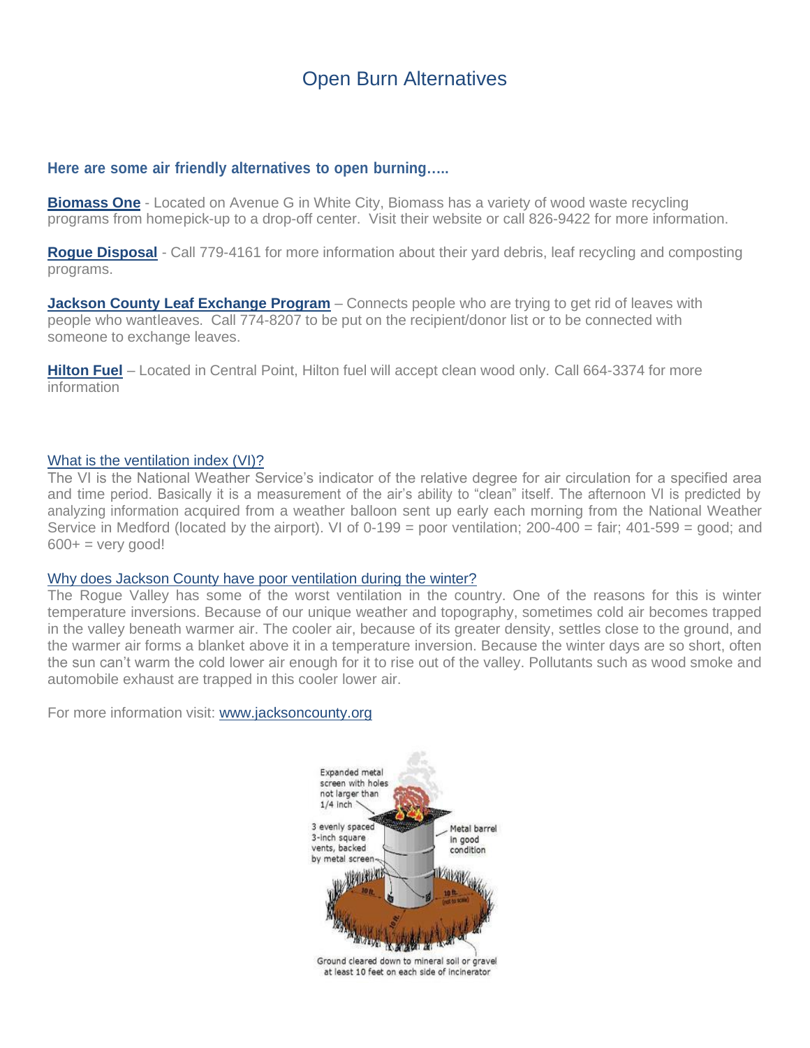# Open Burn Alternatives

**Here are some air friendly alternatives to open burning…..**

**Biomass One** - Located on Avenue G in White City, Biomass has a variety of wood waste recycling programs from homepick-up to a drop-off center. Visit their website or call 826-9422 for more information.

**Rogue Disposal** - Call 779-4161 for more information about their yard debris, leaf recycling and composting programs.

**Jackson County Leaf Exchange Program** – Connects people who are trying to get rid of leaves with people who wantleaves. Call 774-8207 to be put on the recipient/donor list or to be connected with someone to exchange leaves.

**Hilton Fuel** – Located in Central Point, Hilton fuel will accept clean wood only. Call 664-3374 for more information

What is the ventilation index (VI)?

The VI is the National Weather Service's indicator of the relative degree for air circulation for a specified area and time period. Basically it is a measurement of the air's ability to "clean" itself. The afternoon VI is predicted by analyzing information acquired from a weather balloon sent up early each morning from the National Weather Service in Medford (located by the airport). VI of 0-199 = poor ventilation; 200-400 = fair; 401-599 = good; and 600+ = very good!

Why does Jackson County have poor ventilation during the winter?

The Rogue Valley has some of the worst ventilation in the country. One of the reasons for this is winter temperature inversions. Because of our unique weather and topography, sometimes cold air becomes trapped in the valley beneath warmer air. The cooler air, because of its greater density, settles close to the ground, and the warmer air forms a blanket above it in a temperature inversion. Because the winter days are so short, often the sun can't warm the cold lower air enough for it to rise out of the valley. Pollutants such as wood smoke and automobile exhaust are trapped in this cooler lower air.

For more information visit: www.jacksoncounty.org

Expanded metal screen with holes not larger than 1/4 inch

3 evenly spaced 3-inch square vents, backed by metal screen

Metal barrel in good condition

10 ft.

10 ft. (not to scale)

10 ft.

Ground cleared down to mineral soil or gravel at least 10 feet on each side of incinerator